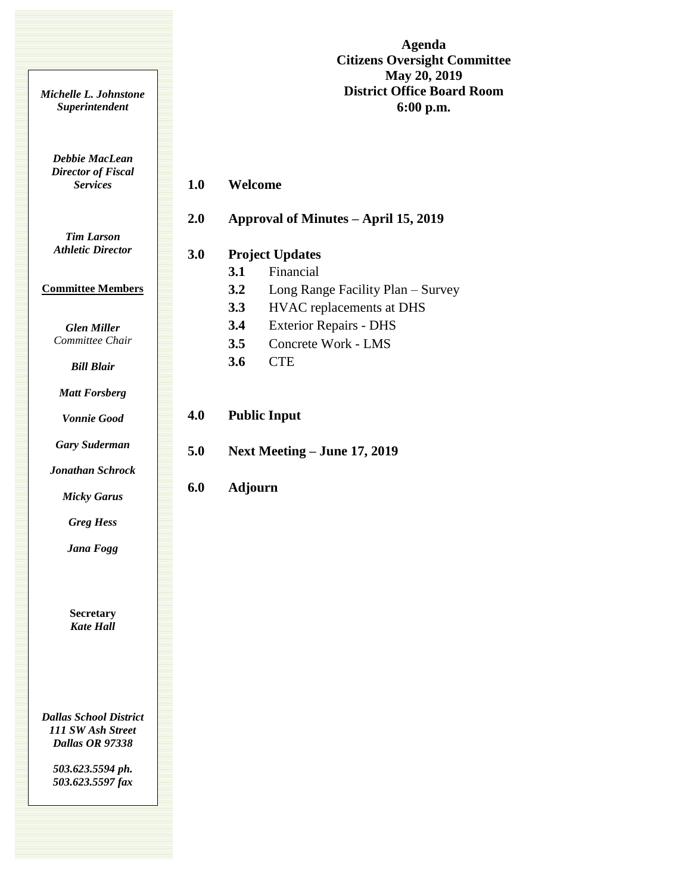**Agenda**
**Citizens Oversight Committee**
**May 20, 2019**
**District Office Board Room**
**6:00 p.m.**

***Michelle L. Johnstone***
***Superintendent***

***Debbie MacLean***
***Director of Fiscal Services***

***Tim Larson***
***Athletic Director***

**Committee Members**

***Glen Miller***
*Committee Chair*

***Bill Blair***

***Matt Forsberg***

***Vonnie Good***

***Gary Suderman***

***Jonathan Schrock***

***Micky Garus***

***Greg Hess***

***Jana Fogg***

**Secretary**
***Kate Hall***

***Dallas School District***
***111 SW Ash Street***
***Dallas OR 97338***

***503.623.5594 ph.***
***503.623.5597 fax***

**1.0 Welcome**

**2.0 Approval of Minutes – April 15, 2019**

**3.0 Project Updates**

- **3.1** Financial
- **3.2** Long Range Facility Plan – Survey
- **3.3** HVAC replacements at DHS
- **3.4** Exterior Repairs - DHS
- **3.5** Concrete Work - LMS
- **3.6** CTE

**4.0 Public Input**

**5.0 Next Meeting – June 17, 2019**

**6.0 Adjourn**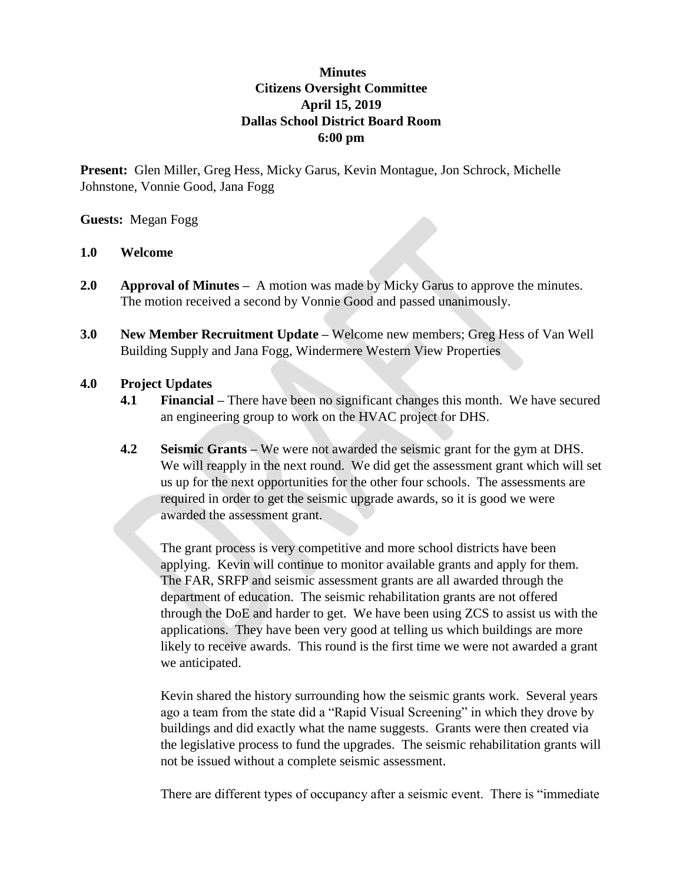**Minutes**
**Citizens Oversight Committee**
**April 15, 2019**
**Dallas School District Board Room**
**6:00 pm**

**Present:** Glen Miller, Greg Hess, Micky Garus, Kevin Montague, Jon Schrock, Michelle Johnstone, Vonnie Good, Jana Fogg

**Guests:** Megan Fogg

**1.0 Welcome**

**2.0 Approval of Minutes –** A motion was made by Micky Garus to approve the minutes. The motion received a second by Vonnie Good and passed unanimously.

**3.0 New Member Recruitment Update –** Welcome new members; Greg Hess of Van Well Building Supply and Jana Fogg, Windermere Western View Properties

**4.0 Project Updates**

**4.1 Financial –** There have been no significant changes this month. We have secured an engineering group to work on the HVAC project for DHS.

**4.2 Seismic Grants –** We were not awarded the seismic grant for the gym at DHS. We will reapply in the next round. We did get the assessment grant which will set us up for the next opportunities for the other four schools. The assessments are required in order to get the seismic upgrade awards, so it is good we were awarded the assessment grant.

The grant process is very competitive and more school districts have been applying. Kevin will continue to monitor available grants and apply for them. The FAR, SRFP and seismic assessment grants are all awarded through the department of education. The seismic rehabilitation grants are not offered through the DoE and harder to get. We have been using ZCS to assist us with the applications. They have been very good at telling us which buildings are more likely to receive awards. This round is the first time we were not awarded a grant we anticipated.

Kevin shared the history surrounding how the seismic grants work. Several years ago a team from the state did a "Rapid Visual Screening" in which they drove by buildings and did exactly what the name suggests. Grants were then created via the legislative process to fund the upgrades. The seismic rehabilitation grants will not be issued without a complete seismic assessment.

There are different types of occupancy after a seismic event. There is "immediate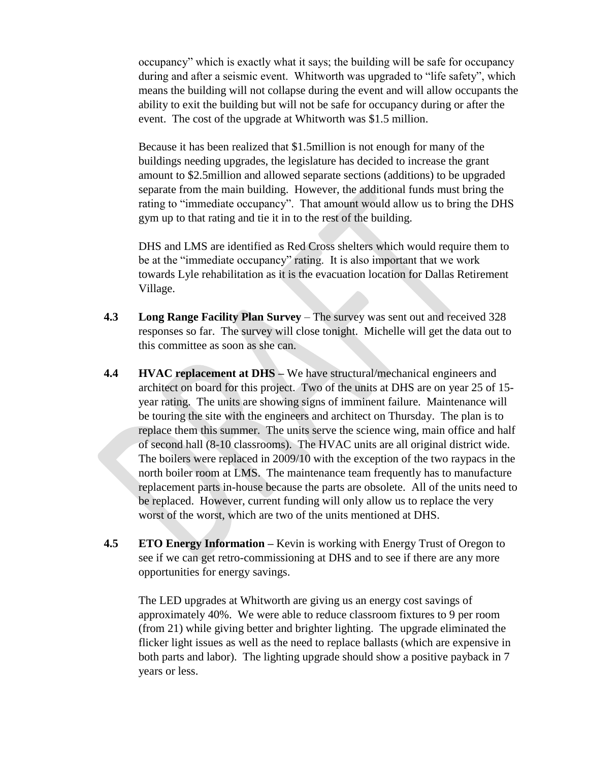occupancy" which is exactly what it says; the building will be safe for occupancy during and after a seismic event. Whitworth was upgraded to "life safety", which means the building will not collapse during the event and will allow occupants the ability to exit the building but will not be safe for occupancy during or after the event. The cost of the upgrade at Whitworth was $1.5 million.

Because it has been realized that $1.5million is not enough for many of the buildings needing upgrades, the legislature has decided to increase the grant amount to $2.5million and allowed separate sections (additions) to be upgraded separate from the main building. However, the additional funds must bring the rating to "immediate occupancy". That amount would allow us to bring the DHS gym up to that rating and tie it in to the rest of the building.

DHS and LMS are identified as Red Cross shelters which would require them to be at the "immediate occupancy" rating. It is also important that we work towards Lyle rehabilitation as it is the evacuation location for Dallas Retirement Village.

**4.3 Long Range Facility Plan Survey** – The survey was sent out and received 328 responses so far. The survey will close tonight. Michelle will get the data out to this committee as soon as she can.

**4.4 HVAC replacement at DHS –** We have structural/mechanical engineers and architect on board for this project. Two of the units at DHS are on year 25 of 15-year rating. The units are showing signs of imminent failure. Maintenance will be touring the site with the engineers and architect on Thursday. The plan is to replace them this summer. The units serve the science wing, main office and half of second hall (8-10 classrooms). The HVAC units are all original district wide. The boilers were replaced in 2009/10 with the exception of the two raypacs in the north boiler room at LMS. The maintenance team frequently has to manufacture replacement parts in-house because the parts are obsolete. All of the units need to be replaced. However, current funding will only allow us to replace the very worst of the worst, which are two of the units mentioned at DHS.

**4.5 ETO Energy Information –** Kevin is working with Energy Trust of Oregon to see if we can get retro-commissioning at DHS and to see if there are any more opportunities for energy savings.

The LED upgrades at Whitworth are giving us an energy cost savings of approximately 40%. We were able to reduce classroom fixtures to 9 per room (from 21) while giving better and brighter lighting. The upgrade eliminated the flicker light issues as well as the need to replace ballasts (which are expensive in both parts and labor). The lighting upgrade should show a positive payback in 7 years or less.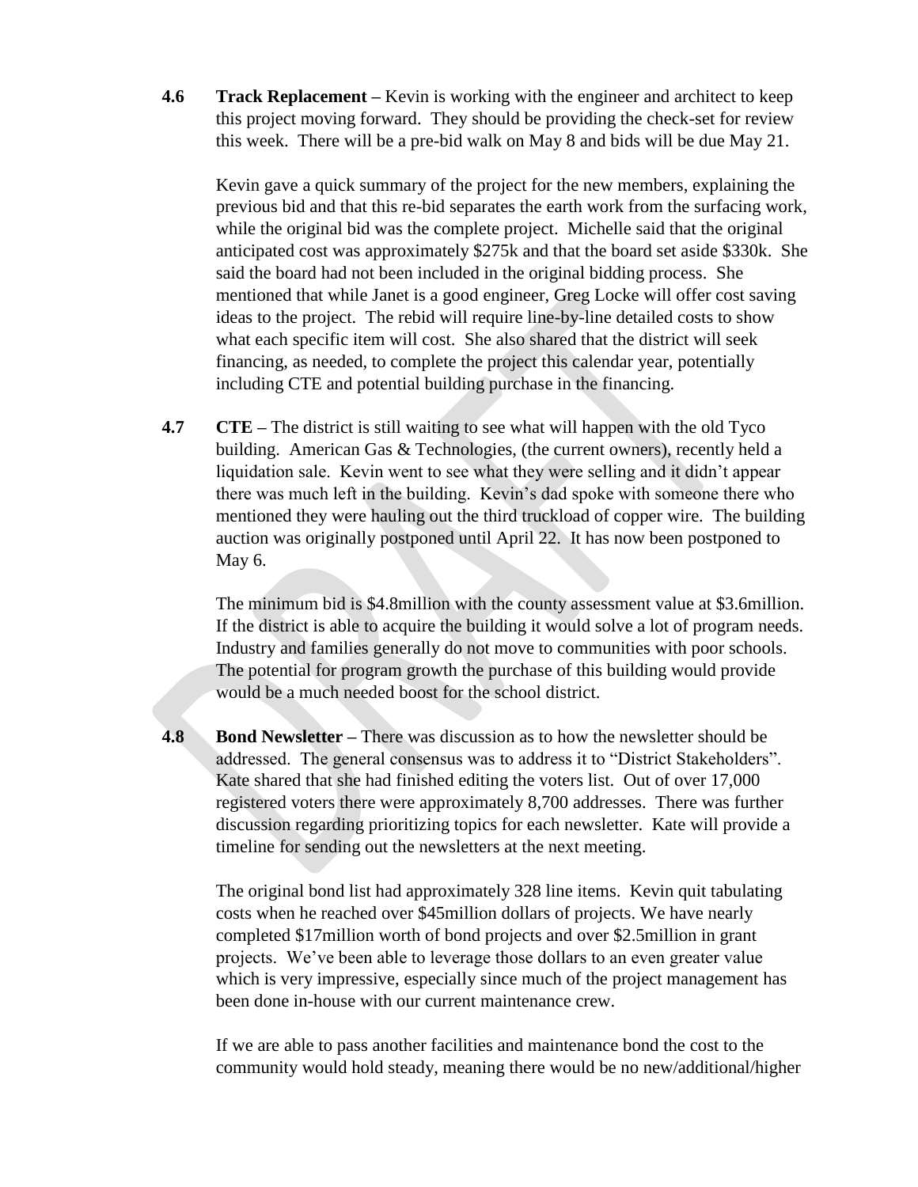**4.6 Track Replacement –** Kevin is working with the engineer and architect to keep this project moving forward. They should be providing the check-set for review this week. There will be a pre-bid walk on May 8 and bids will be due May 21.

Kevin gave a quick summary of the project for the new members, explaining the previous bid and that this re-bid separates the earth work from the surfacing work, while the original bid was the complete project. Michelle said that the original anticipated cost was approximately $275k and that the board set aside $330k. She said the board had not been included in the original bidding process. She mentioned that while Janet is a good engineer, Greg Locke will offer cost saving ideas to the project. The rebid will require line-by-line detailed costs to show what each specific item will cost. She also shared that the district will seek financing, as needed, to complete the project this calendar year, potentially including CTE and potential building purchase in the financing.

**4.7 CTE –** The district is still waiting to see what will happen with the old Tyco building. American Gas & Technologies, (the current owners), recently held a liquidation sale. Kevin went to see what they were selling and it didn't appear there was much left in the building. Kevin's dad spoke with someone there who mentioned they were hauling out the third truckload of copper wire. The building auction was originally postponed until April 22. It has now been postponed to May 6.

The minimum bid is $4.8million with the county assessment value at $3.6million. If the district is able to acquire the building it would solve a lot of program needs. Industry and families generally do not move to communities with poor schools. The potential for program growth the purchase of this building would provide would be a much needed boost for the school district.

**4.8 Bond Newsletter –** There was discussion as to how the newsletter should be addressed. The general consensus was to address it to "District Stakeholders". Kate shared that she had finished editing the voters list. Out of over 17,000 registered voters there were approximately 8,700 addresses. There was further discussion regarding prioritizing topics for each newsletter. Kate will provide a timeline for sending out the newsletters at the next meeting.

The original bond list had approximately 328 line items. Kevin quit tabulating costs when he reached over $45million dollars of projects. We have nearly completed $17million worth of bond projects and over $2.5million in grant projects. We've been able to leverage those dollars to an even greater value which is very impressive, especially since much of the project management has been done in-house with our current maintenance crew.

If we are able to pass another facilities and maintenance bond the cost to the community would hold steady, meaning there would be no new/additional/higher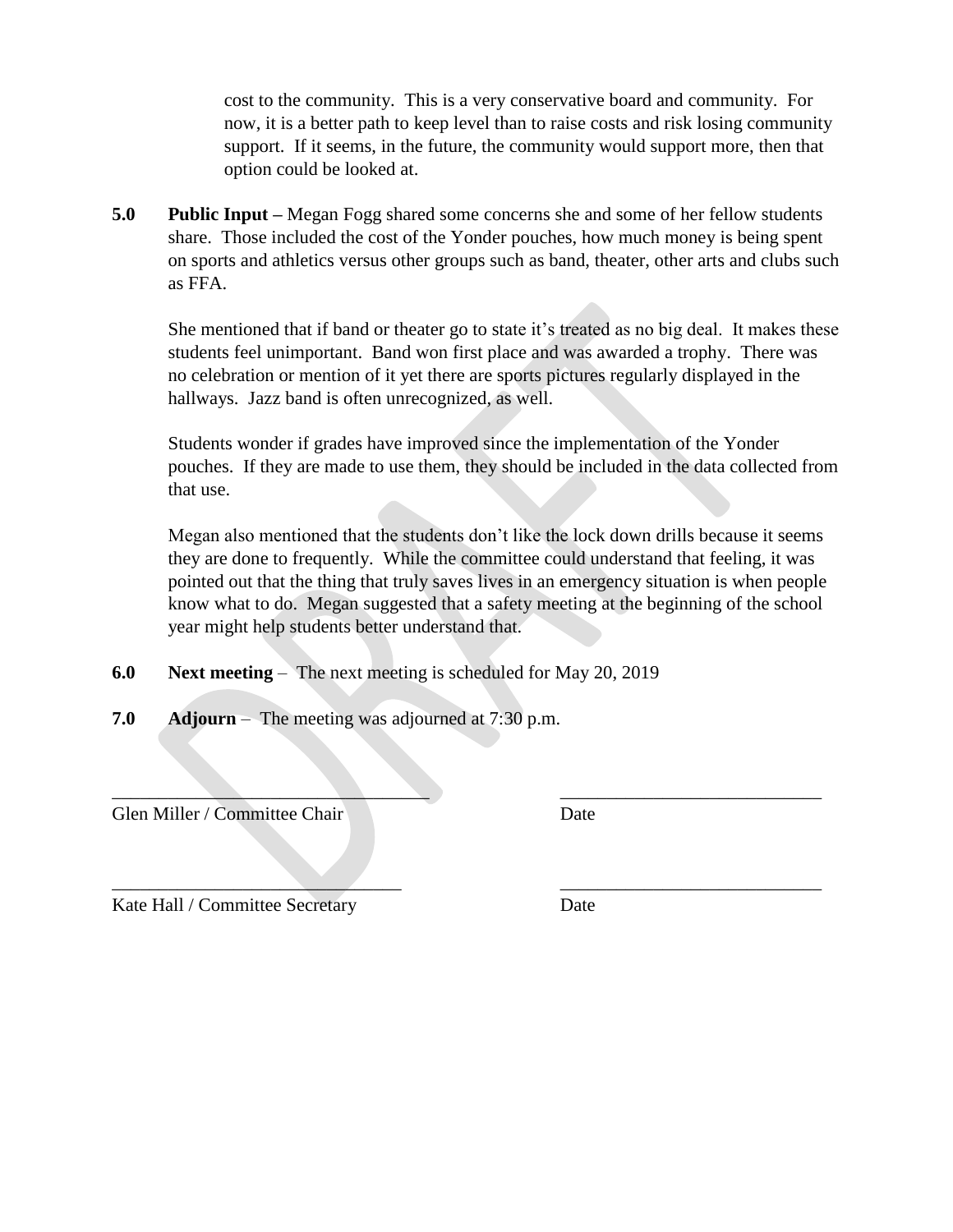cost to the community. This is a very conservative board and community. For now, it is a better path to keep level than to raise costs and risk losing community support. If it seems, in the future, the community would support more, then that option could be looked at.

**5.0 Public Input –** Megan Fogg shared some concerns she and some of her fellow students share. Those included the cost of the Yonder pouches, how much money is being spent on sports and athletics versus other groups such as band, theater, other arts and clubs such as FFA.

She mentioned that if band or theater go to state it's treated as no big deal. It makes these students feel unimportant. Band won first place and was awarded a trophy. There was no celebration or mention of it yet there are sports pictures regularly displayed in the hallways. Jazz band is often unrecognized, as well.

Students wonder if grades have improved since the implementation of the Yonder pouches. If they are made to use them, they should be included in the data collected from that use.

Megan also mentioned that the students don't like the lock down drills because it seems they are done to frequently. While the committee could understand that feeling, it was pointed out that the thing that truly saves lives in an emergency situation is when people know what to do. Megan suggested that a safety meeting at the beginning of the school year might help students better understand that.

**6.0 Next meeting** – The next meeting is scheduled for May 20, 2019

**7.0 Adjourn** – The meeting was adjourned at 7:30 p.m.

\_\_\_\_\_\_\_\_\_\_\_\_\_\_\_\_\_\_\_\_\_\_\_\_\_\_\_\_\_\_\_\_\_\_\_ \_\_\_\_\_\_\_\_\_\_\_\_\_\_\_\_\_\_\_\_\_\_\_\_\_\_\_\_\_

Glen Miller / Committee Chair Date

\_\_\_\_\_\_\_\_\_\_\_\_\_\_\_\_\_\_\_\_\_\_\_\_\_\_\_\_\_\_\_\_ \_\_\_\_\_\_\_\_\_\_\_\_\_\_\_\_\_\_\_\_\_\_\_\_\_\_\_\_\_

Kate Hall / Committee Secretary Date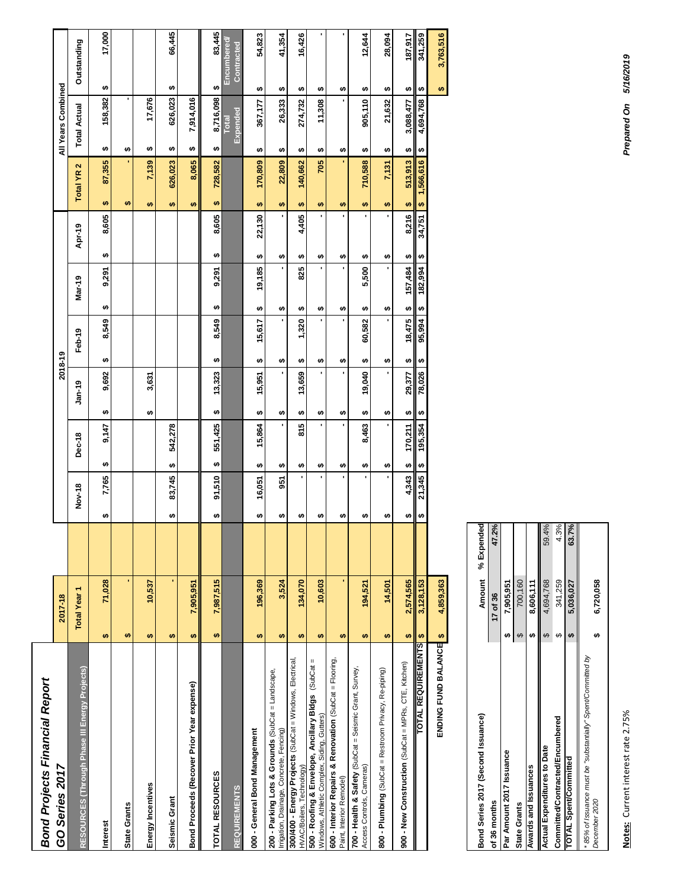# Bond Projects Financial Report

## GO Series 2017

| RESOURCES (Through Phase III Energy Projects) | 2017-18 Total Year 1 | 2018-19 Nov-18 | Dec-18 | Jan-19 | Feb-19 | Mar-19 | Apr-19 | Total YR 2 | All Years Combined Total Actual | Outstanding |
|---|---|---|---|---|---|---|---|---|---|---|
| Interest | $ 71,028 | $ 7,765 | $ 9,147 | $ 9,692 | $ 8,549 | $ 9,291 | $ 8,605 | $ 87,355 | $ 158,382 | $ 17,000 |
| State Grants | $ - | | | | | | | $ - | $ - | |
| Energy Incentives | $ 10,537 | | | $ 3,631 | | | | $ 7,139 | $ 17,676 | |
| Seismic Grant | $ - | $ 83,745 | $ 542,278 | | | | | $ 626,023 | $ 626,023 | $ 66,445 |
| Bond Proceeds (Recover Prior Year expense) | $ 7,905,951 | | | | | | | $ 8,065 | $ 7,914,016 | |
| TOTAL RESOURCES | $ 7,987,515 | $ 91,510 | $ 551,425 | $ 13,323 | $ 8,549 | $ 9,291 | $ 8,605 | $ 728,582 | $ 8,716,098 | $ 83,445 |
| REQUIREMENTS | | | | | | | | | Total Expended | Encumbered/ Contracted |
| 000 - General Bond Management | $ 196,369 | $ 16,051 | $ 15,864 | $ 15,951 | $ 15,617 | $ 19,185 | $ 22,130 | $ 170,809 | $ 367,177 | $ 54,823 |
| 200 - Parking Lots & Grounds (SubCat = Landscape, Irrigation, Drainage, Concrete, Fencing) | $ 3,524 | $ 951 | $ - | $ - | $ - | $ - | $ - | $ 22,809 | $ 26,333 | $ 41,354 |
| 300/400 - Energy Projects (SubCat = Windows, Electrical, HVAC/Boilers, Technology) | $ 134,070 | $ - | $ 815 | $ 13,659 | $ 1,320 | $ 825 | $ 4,405 | $ 140,662 | $ 274,732 | $ 16,426 |
| 500 - Roofing & Envelope, Ancillary Bldgs (SubCat = Windows, Athletic Complex, Siding, Gutters) | $ 10,603 | $ - | $ - | $ - | $ - | $ - | $ - | $ 705 | $ 11,308 | $ - |
| 600 - Interior Repairs & Renovation (SubCat = Flooring, Paint, Interior Remodel) | $ - | $ - | $ - | $ - | $ - | $ - | $ - | $ - | $ - | $ - |
| 700 - Health & Safety (SubCat = Seismic Grant, Survey, Access Controls, Cameras) | $ 194,521 | $ - | $ 8,463 | $ 19,040 | $ 60,582 | $ 5,500 | $ - | $ 710,588 | $ 905,110 | $ 12,644 |
| 800 - Plumbing (SubCat = Restroom Privacy, Re-piping) | $ 14,501 | $ - | $ - | $ - | $ - | $ - | $ - | $ 7,131 | $ 21,632 | $ 28,094 |
| 900 - New Construction (SubCat = MPRs, CTE, Kitchen) | $ 2,574,565 | $ 4,343 | $ 170,211 | $ 29,377 | $ 18,475 | $ 157,484 | $ 8,216 | $ 513,913 | $ 3,088,477 | $ 187,917 |
| TOTAL REQUIREMENTS | $ 3,128,153 | $ 21,345 | $ 195,354 | $ 78,026 | $ 95,994 | $ 182,994 | $ 34,751 | $ 1,566,616 | $ 4,694,768 | $ 341,259 |
| ENDING FUND BALANCE | $ 4,859,363 | | | | | | | | | $ 3,763,516 |

| Bond Series 2017 (Second Issuance) | Amount | % Expended |
|---|---|---|
| of 36 months | 17 of 36 | 47.2% |
| Par Amount 2017 Issuance | $ 7,905,951 | |
| State Grants | $ 700,160 | |
| Awards and Issuances | $ 8,606,111 | |
| Actual Expenditures to Date | $ 4,694,768 | 59.4% |
| Committed/Contracted/Encumbered | $ 341,259 | 4.3% |
| TOTAL Spent/Committed | $ 5,036,027 | 63.7% |
| *85% of Issuance must be "substantially" Spent/Committed by December 2020 | $ 6,720,058 | |

**Notes:** Current interest rate 2.75%

*Prepared On 5/16/2019*